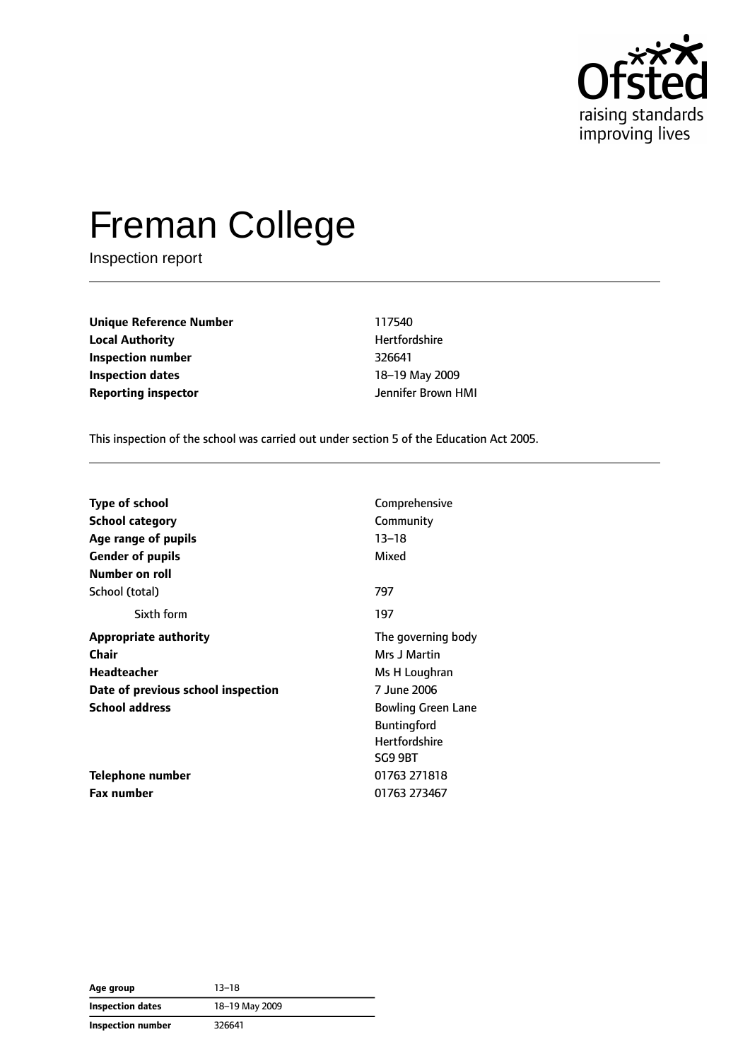# Freman College

Inspection report

| | |
|---|---|
| **Unique Reference Number** | 117540 |
| **Local Authority** | Hertfordshire |
| **Inspection number** | 326641 |
| **Inspection dates** | 18–19 May 2009 |
| **Reporting inspector** | Jennifer Brown HMI |

This inspection of the school was carried out under section 5 of the Education Act 2005.

| | |
|---|---|
| **Type of school** | Comprehensive |
| **School category** | Community |
| **Age range of pupils** | 13–18 |
| **Gender of pupils** | Mixed |
| **Number on roll** | |
| School (total) | 797 |
| Sixth form | 197 |
| **Appropriate authority** | The governing body |
| **Chair** | Mrs J Martin |
| **Headteacher** | Ms H Loughran |
| **Date of previous school inspection** | 7 June 2006 |
| **School address** | Bowling Green Lane<br>Buntingford<br>Hertfordshire<br>SG9 9BT |
| **Telephone number** | 01763 271818 |
| **Fax number** | 01763 273467 |

| | |
|---|---|
| **Age group** | 13–18 |
| **Inspection dates** | 18–19 May 2009 |
| **Inspection number** | 326641 |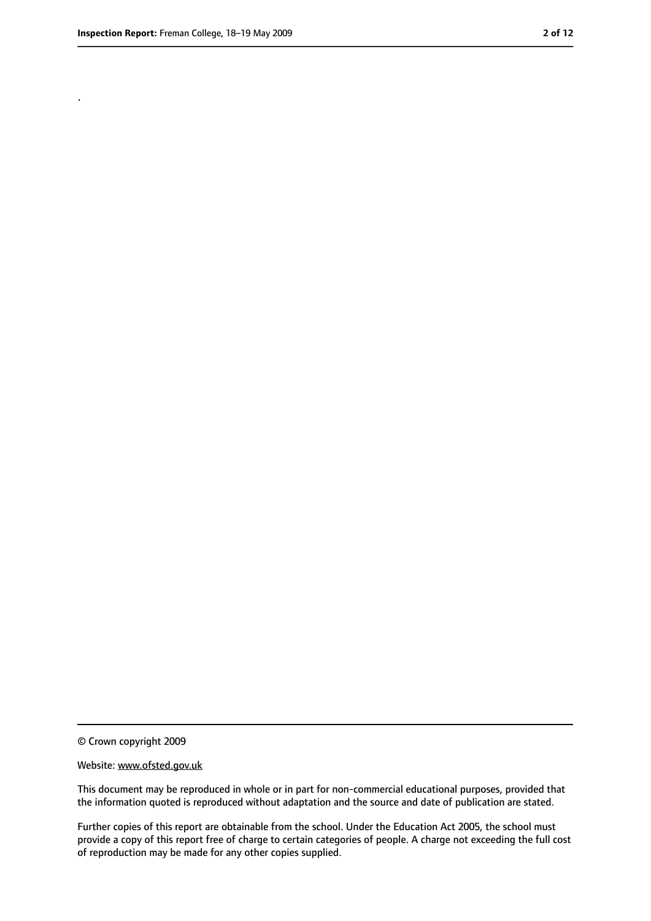.

© Crown copyright 2009

Website: www.ofsted.gov.uk

This document may be reproduced in whole or in part for non-commercial educational purposes, provided that the information quoted is reproduced without adaptation and the source and date of publication are stated.

Further copies of this report are obtainable from the school. Under the Education Act 2005, the school must provide a copy of this report free of charge to certain categories of people. A charge not exceeding the full cost of reproduction may be made for any other copies supplied.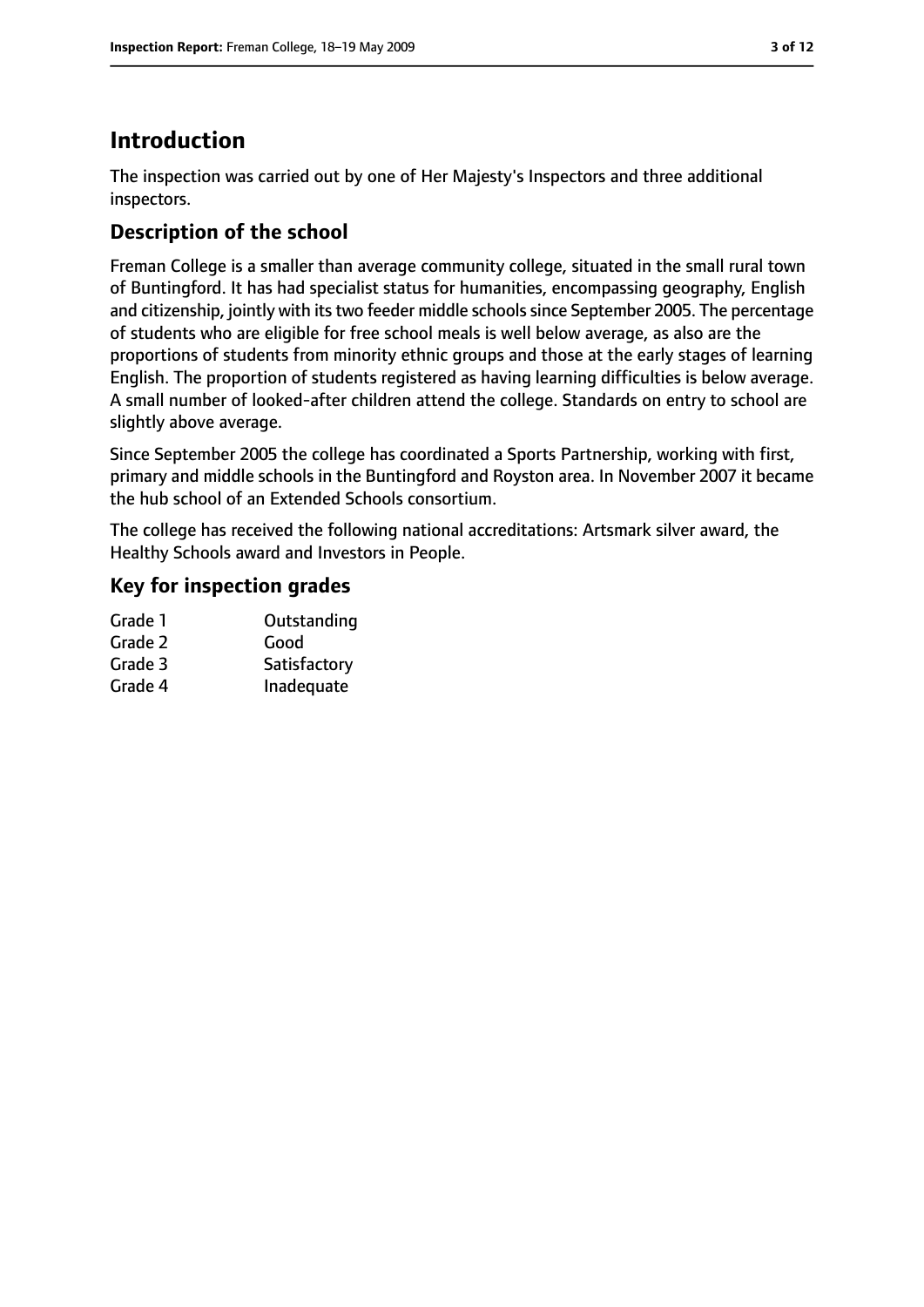# Introduction

The inspection was carried out by one of Her Majesty's Inspectors and three additional inspectors.

## Description of the school

Freman College is a smaller than average community college, situated in the small rural town of Buntingford. It has had specialist status for humanities, encompassing geography, English and citizenship, jointly with its two feeder middle schools since September 2005. The percentage of students who are eligible for free school meals is well below average, as also are the proportions of students from minority ethnic groups and those at the early stages of learning English. The proportion of students registered as having learning difficulties is below average. A small number of looked-after children attend the college. Standards on entry to school are slightly above average.

Since September 2005 the college has coordinated a Sports Partnership, working with first, primary and middle schools in the Buntingford and Royston area. In November 2007 it became the hub school of an Extended Schools consortium.

The college has received the following national accreditations: Artsmark silver award, the Healthy Schools award and Investors in People.

## Key for inspection grades

| | |
|---|---|
| Grade 1 | Outstanding |
| Grade 2 | Good |
| Grade 3 | Satisfactory |
| Grade 4 | Inadequate |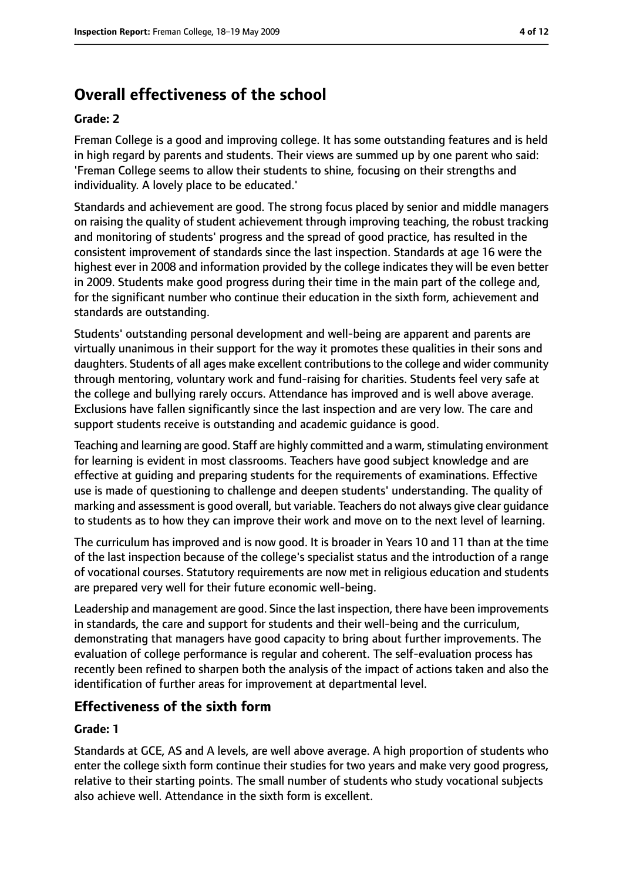# Overall effectiveness of the school

**Grade: 2**

Freman College is a good and improving college. It has some outstanding features and is held in high regard by parents and students. Their views are summed up by one parent who said: 'Freman College seems to allow their students to shine, focusing on their strengths and individuality. A lovely place to be educated.'

Standards and achievement are good. The strong focus placed by senior and middle managers on raising the quality of student achievement through improving teaching, the robust tracking and monitoring of students' progress and the spread of good practice, has resulted in the consistent improvement of standards since the last inspection. Standards at age 16 were the highest ever in 2008 and information provided by the college indicates they will be even better in 2009. Students make good progress during their time in the main part of the college and, for the significant number who continue their education in the sixth form, achievement and standards are outstanding.

Students' outstanding personal development and well-being are apparent and parents are virtually unanimous in their support for the way it promotes these qualities in their sons and daughters. Students of all ages make excellent contributions to the college and wider community through mentoring, voluntary work and fund-raising for charities. Students feel very safe at the college and bullying rarely occurs. Attendance has improved and is well above average. Exclusions have fallen significantly since the last inspection and are very low. The care and support students receive is outstanding and academic guidance is good.

Teaching and learning are good. Staff are highly committed and a warm, stimulating environment for learning is evident in most classrooms. Teachers have good subject knowledge and are effective at guiding and preparing students for the requirements of examinations. Effective use is made of questioning to challenge and deepen students' understanding. The quality of marking and assessment is good overall, but variable. Teachers do not always give clear guidance to students as to how they can improve their work and move on to the next level of learning.

The curriculum has improved and is now good. It is broader in Years 10 and 11 than at the time of the last inspection because of the college's specialist status and the introduction of a range of vocational courses. Statutory requirements are now met in religious education and students are prepared very well for their future economic well-being.

Leadership and management are good. Since the last inspection, there have been improvements in standards, the care and support for students and their well-being and the curriculum, demonstrating that managers have good capacity to bring about further improvements. The evaluation of college performance is regular and coherent. The self-evaluation process has recently been refined to sharpen both the analysis of the impact of actions taken and also the identification of further areas for improvement at departmental level.

## Effectiveness of the sixth form

**Grade: 1**

Standards at GCE, AS and A levels, are well above average. A high proportion of students who enter the college sixth form continue their studies for two years and make very good progress, relative to their starting points. The small number of students who study vocational subjects also achieve well. Attendance in the sixth form is excellent.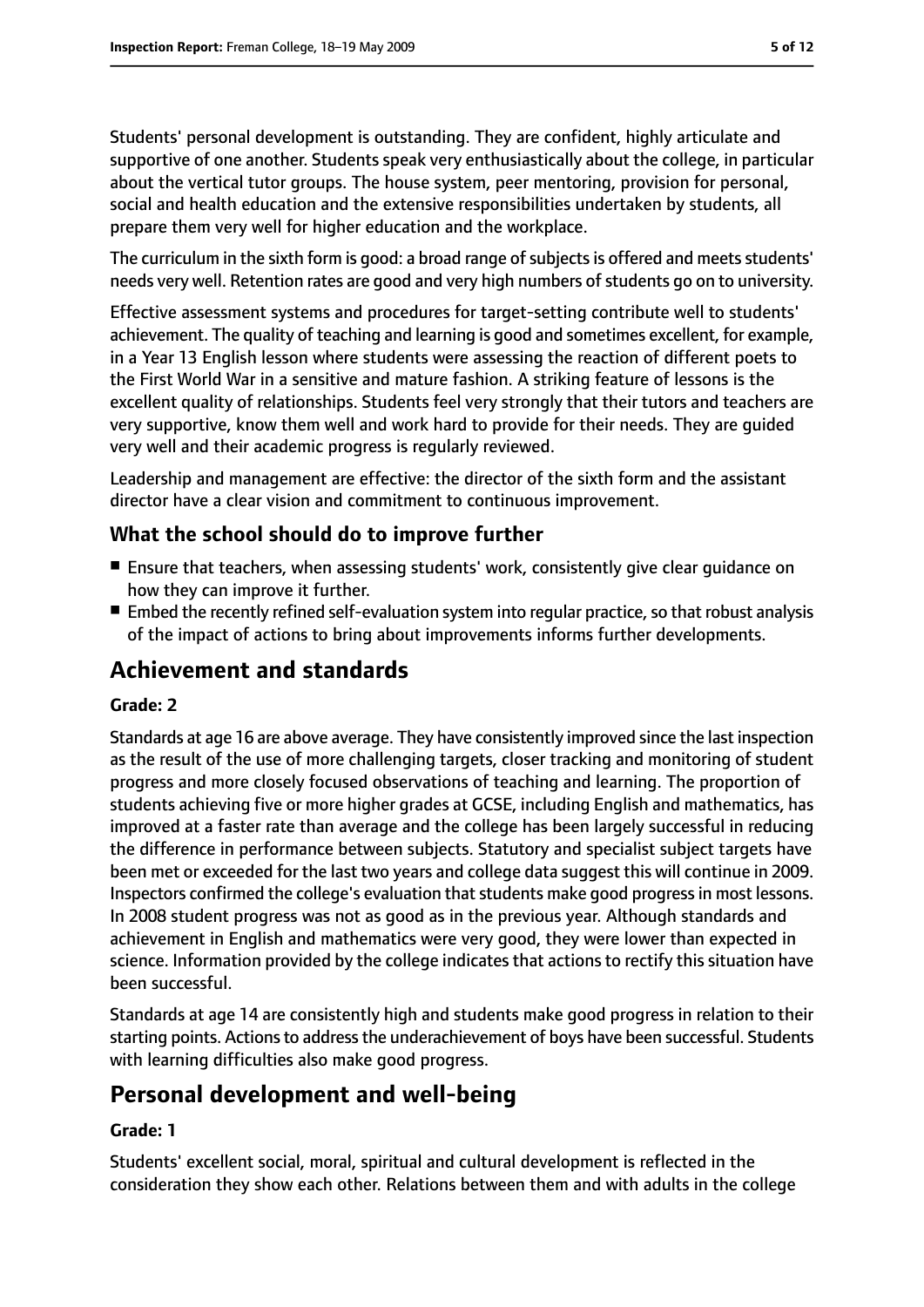Students' personal development is outstanding. They are confident, highly articulate and supportive of one another. Students speak very enthusiastically about the college, in particular about the vertical tutor groups. The house system, peer mentoring, provision for personal, social and health education and the extensive responsibilities undertaken by students, all prepare them very well for higher education and the workplace.

The curriculum in the sixth form is good: a broad range of subjects is offered and meets students' needs very well. Retention rates are good and very high numbers of students go on to university.

Effective assessment systems and procedures for target-setting contribute well to students' achievement. The quality of teaching and learning is good and sometimes excellent, for example, in a Year 13 English lesson where students were assessing the reaction of different poets to the First World War in a sensitive and mature fashion. A striking feature of lessons is the excellent quality of relationships. Students feel very strongly that their tutors and teachers are very supportive, know them well and work hard to provide for their needs. They are guided very well and their academic progress is regularly reviewed.

Leadership and management are effective: the director of the sixth form and the assistant director have a clear vision and commitment to continuous improvement.

### What the school should do to improve further

- Ensure that teachers, when assessing students' work, consistently give clear guidance on how they can improve it further.
- Embed the recently refined self-evaluation system into regular practice, so that robust analysis of the impact of actions to bring about improvements informs further developments.

## Achievement and standards

**Grade: 2**

Standards at age 16 are above average. They have consistently improved since the last inspection as the result of the use of more challenging targets, closer tracking and monitoring of student progress and more closely focused observations of teaching and learning. The proportion of students achieving five or more higher grades at GCSE, including English and mathematics, has improved at a faster rate than average and the college has been largely successful in reducing the difference in performance between subjects. Statutory and specialist subject targets have been met or exceeded for the last two years and college data suggest this will continue in 2009. Inspectors confirmed the college's evaluation that students make good progress in most lessons. In 2008 student progress was not as good as in the previous year. Although standards and achievement in English and mathematics were very good, they were lower than expected in science. Information provided by the college indicates that actions to rectify this situation have been successful.

Standards at age 14 are consistently high and students make good progress in relation to their starting points. Actions to address the underachievement of boys have been successful. Students with learning difficulties also make good progress.

## Personal development and well-being

**Grade: 1**

Students' excellent social, moral, spiritual and cultural development is reflected in the consideration they show each other. Relations between them and with adults in the college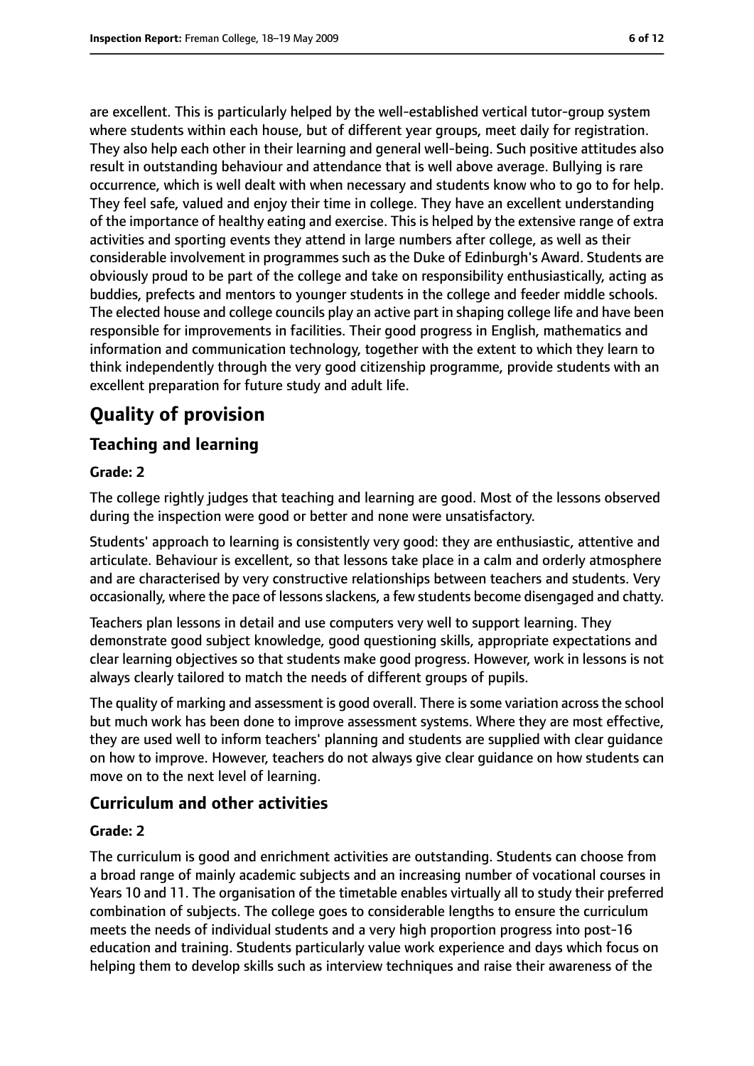are excellent. This is particularly helped by the well-established vertical tutor-group system where students within each house, but of different year groups, meet daily for registration. They also help each other in their learning and general well-being. Such positive attitudes also result in outstanding behaviour and attendance that is well above average. Bullying is rare occurrence, which is well dealt with when necessary and students know who to go to for help. They feel safe, valued and enjoy their time in college. They have an excellent understanding of the importance of healthy eating and exercise. This is helped by the extensive range of extra activities and sporting events they attend in large numbers after college, as well as their considerable involvement in programmes such as the Duke of Edinburgh's Award. Students are obviously proud to be part of the college and take on responsibility enthusiastically, acting as buddies, prefects and mentors to younger students in the college and feeder middle schools. The elected house and college councils play an active part in shaping college life and have been responsible for improvements in facilities. Their good progress in English, mathematics and information and communication technology, together with the extent to which they learn to think independently through the very good citizenship programme, provide students with an excellent preparation for future study and adult life.

# Quality of provision

## Teaching and learning

**Grade: 2**

The college rightly judges that teaching and learning are good. Most of the lessons observed during the inspection were good or better and none were unsatisfactory.

Students' approach to learning is consistently very good: they are enthusiastic, attentive and articulate. Behaviour is excellent, so that lessons take place in a calm and orderly atmosphere and are characterised by very constructive relationships between teachers and students. Very occasionally, where the pace of lessons slackens, a few students become disengaged and chatty.

Teachers plan lessons in detail and use computers very well to support learning. They demonstrate good subject knowledge, good questioning skills, appropriate expectations and clear learning objectives so that students make good progress. However, work in lessons is not always clearly tailored to match the needs of different groups of pupils.

The quality of marking and assessment is good overall. There is some variation across the school but much work has been done to improve assessment systems. Where they are most effective, they are used well to inform teachers' planning and students are supplied with clear guidance on how to improve. However, teachers do not always give clear guidance on how students can move on to the next level of learning.

## Curriculum and other activities

**Grade: 2**

The curriculum is good and enrichment activities are outstanding. Students can choose from a broad range of mainly academic subjects and an increasing number of vocational courses in Years 10 and 11. The organisation of the timetable enables virtually all to study their preferred combination of subjects. The college goes to considerable lengths to ensure the curriculum meets the needs of individual students and a very high proportion progress into post-16 education and training. Students particularly value work experience and days which focus on helping them to develop skills such as interview techniques and raise their awareness of the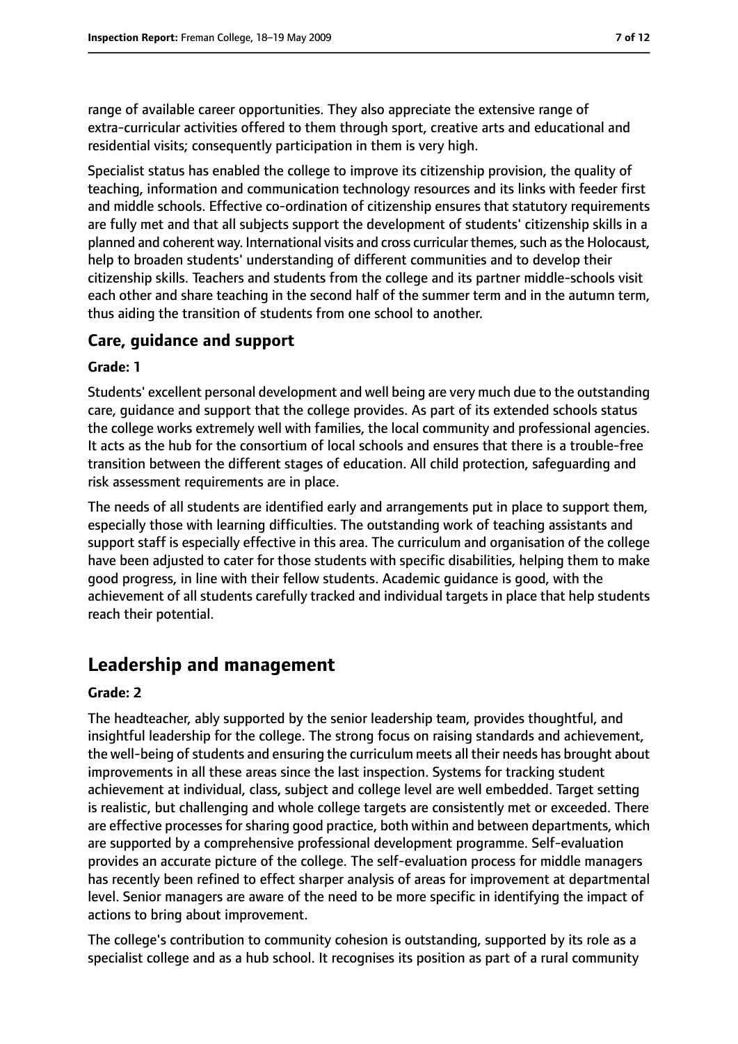range of available career opportunities. They also appreciate the extensive range of extra-curricular activities offered to them through sport, creative arts and educational and residential visits; consequently participation in them is very high.

Specialist status has enabled the college to improve its citizenship provision, the quality of teaching, information and communication technology resources and its links with feeder first and middle schools. Effective co-ordination of citizenship ensures that statutory requirements are fully met and that all subjects support the development of students' citizenship skills in a planned and coherent way. International visits and cross curricular themes, such as the Holocaust, help to broaden students' understanding of different communities and to develop their citizenship skills. Teachers and students from the college and its partner middle-schools visit each other and share teaching in the second half of the summer term and in the autumn term, thus aiding the transition of students from one school to another.

### Care, guidance and support

#### Grade: 1

Students' excellent personal development and well being are very much due to the outstanding care, guidance and support that the college provides. As part of its extended schools status the college works extremely well with families, the local community and professional agencies. It acts as the hub for the consortium of local schools and ensures that there is a trouble-free transition between the different stages of education. All child protection, safeguarding and risk assessment requirements are in place.

The needs of all students are identified early and arrangements put in place to support them, especially those with learning difficulties. The outstanding work of teaching assistants and support staff is especially effective in this area. The curriculum and organisation of the college have been adjusted to cater for those students with specific disabilities, helping them to make good progress, in line with their fellow students. Academic guidance is good, with the achievement of all students carefully tracked and individual targets in place that help students reach their potential.

## Leadership and management

#### Grade: 2

The headteacher, ably supported by the senior leadership team, provides thoughtful, and insightful leadership for the college. The strong focus on raising standards and achievement, the well-being of students and ensuring the curriculum meets all their needs has brought about improvements in all these areas since the last inspection. Systems for tracking student achievement at individual, class, subject and college level are well embedded. Target setting is realistic, but challenging and whole college targets are consistently met or exceeded. There are effective processes for sharing good practice, both within and between departments, which are supported by a comprehensive professional development programme. Self-evaluation provides an accurate picture of the college. The self-evaluation process for middle managers has recently been refined to effect sharper analysis of areas for improvement at departmental level. Senior managers are aware of the need to be more specific in identifying the impact of actions to bring about improvement.

The college's contribution to community cohesion is outstanding, supported by its role as a specialist college and as a hub school. It recognises its position as part of a rural community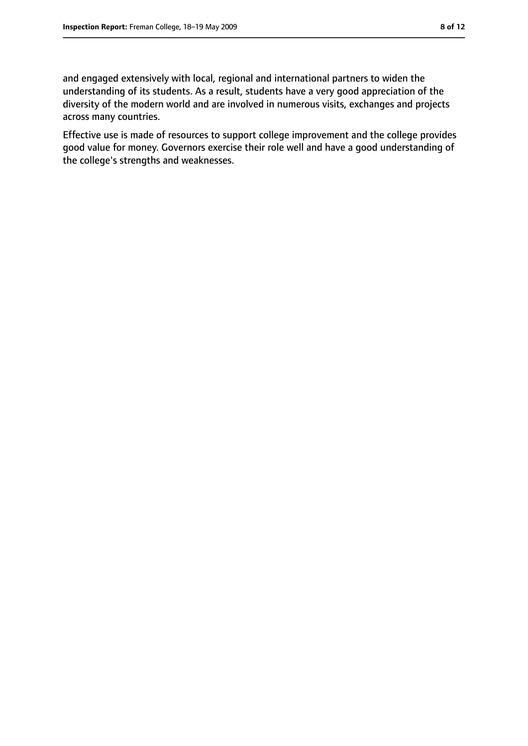and engaged extensively with local, regional and international partners to widen the understanding of its students. As a result, students have a very good appreciation of the diversity of the modern world and are involved in numerous visits, exchanges and projects across many countries.

Effective use is made of resources to support college improvement and the college provides good value for money. Governors exercise their role well and have a good understanding of the college's strengths and weaknesses.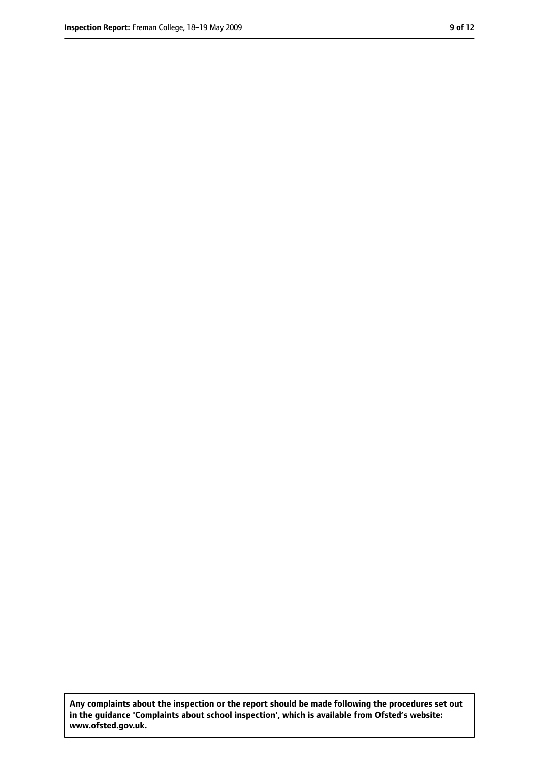**Any complaints about the inspection or the report should be made following the procedures set out in the guidance 'Complaints about school inspection', which is available from Ofsted's website: www.ofsted.gov.uk.**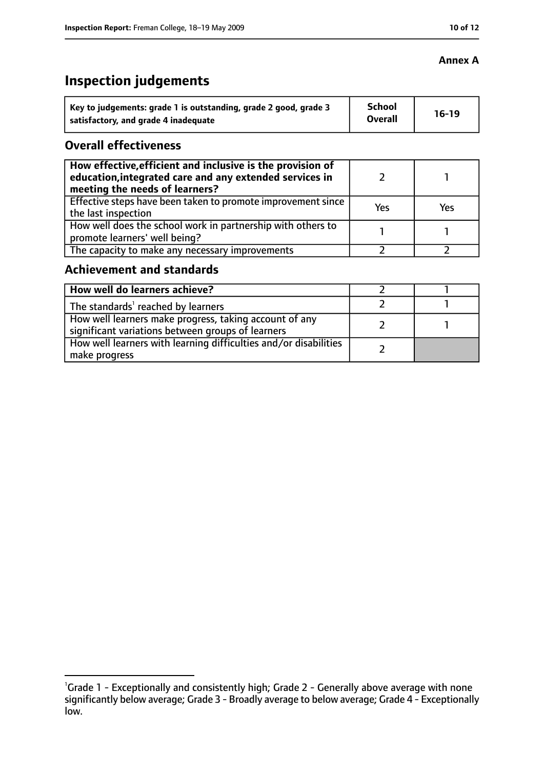**Annex A**

# Inspection judgements

| Key to judgements: grade 1 is outstanding, grade 2 good, grade 3 satisfactory, and grade 4 inadequate | School Overall | 16-19 |
|---|---|---|

## Overall effectiveness

| | | |
|---|---|---|
| **How effective, efficient and inclusive is the provision of education, integrated care and any extended services in meeting the needs of learners?** | 2 | 1 |
| Effective steps have been taken to promote improvement since the last inspection | Yes | Yes |
| How well does the school work in partnership with others to promote learners' well being? | 1 | 1 |
| The capacity to make any necessary improvements | 2 | 2 |

## Achievement and standards

| | | |
|---|---|---|
| **How well do learners achieve?** | 2 | 1 |
| The standards[1] reached by learners | 2 | 1 |
| How well learners make progress, taking account of any significant variations between groups of learners | 2 | 1 |
| How well learners with learning difficulties and/or disabilities make progress | 2 | |

[1]Grade 1 - Exceptionally and consistently high; Grade 2 - Generally above average with none significantly below average; Grade 3 - Broadly average to below average; Grade 4 - Exceptionally low.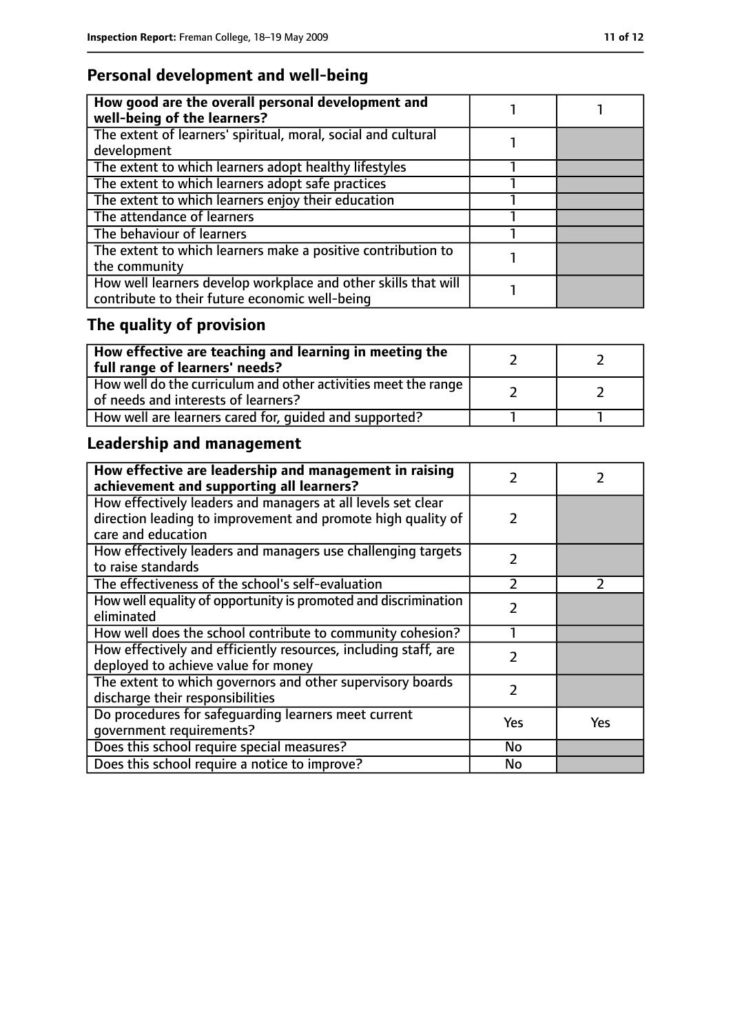## Personal development and well-being

| How good are the overall personal development and well-being of the learners? | 1 | 1 |
|---|---|---|
| The extent of learners' spiritual, moral, social and cultural development | 1 | |
| The extent to which learners adopt healthy lifestyles | 1 | |
| The extent to which learners adopt safe practices | 1 | |
| The extent to which learners enjoy their education | 1 | |
| The attendance of learners | 1 | |
| The behaviour of learners | 1 | |
| The extent to which learners make a positive contribution to the community | 1 | |
| How well learners develop workplace and other skills that will contribute to their future economic well-being | 1 | |

## The quality of provision

| How effective are teaching and learning in meeting the full range of learners' needs? | 2 | 2 |
|---|---|---|
| How well do the curriculum and other activities meet the range of needs and interests of learners? | 2 | 2 |
| How well are learners cared for, guided and supported? | 1 | 1 |

## Leadership and management

| How effective are leadership and management in raising achievement and supporting all learners? | 2 | 2 |
|---|---|---|
| How effectively leaders and managers at all levels set clear direction leading to improvement and promote high quality of care and education | 2 | |
| How effectively leaders and managers use challenging targets to raise standards | 2 | |
| The effectiveness of the school's self-evaluation | 2 | 2 |
| How well equality of opportunity is promoted and discrimination eliminated | 2 | |
| How well does the school contribute to community cohesion? | 1 | |
| How effectively and efficiently resources, including staff, are deployed to achieve value for money | 2 | |
| The extent to which governors and other supervisory boards discharge their responsibilities | 2 | |
| Do procedures for safeguarding learners meet current government requirements? | Yes | Yes |
| Does this school require special measures? | No | |
| Does this school require a notice to improve? | No | |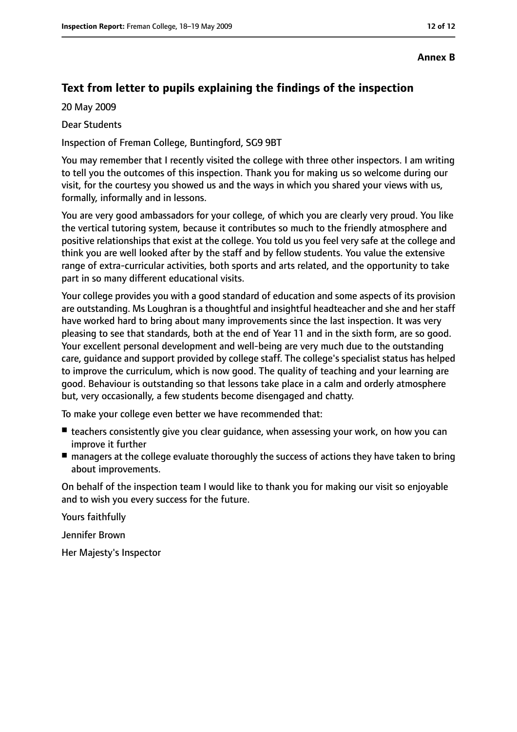**Annex B**

## Text from letter to pupils explaining the findings of the inspection

20 May 2009

Dear Students

Inspection of Freman College, Buntingford, SG9 9BT

You may remember that I recently visited the college with three other inspectors. I am writing to tell you the outcomes of this inspection. Thank you for making us so welcome during our visit, for the courtesy you showed us and the ways in which you shared your views with us, formally, informally and in lessons.

You are very good ambassadors for your college, of which you are clearly very proud. You like the vertical tutoring system, because it contributes so much to the friendly atmosphere and positive relationships that exist at the college. You told us you feel very safe at the college and think you are well looked after by the staff and by fellow students. You value the extensive range of extra-curricular activities, both sports and arts related, and the opportunity to take part in so many different educational visits.

Your college provides you with a good standard of education and some aspects of its provision are outstanding. Ms Loughran is a thoughtful and insightful headteacher and she and her staff have worked hard to bring about many improvements since the last inspection. It was very pleasing to see that standards, both at the end of Year 11 and in the sixth form, are so good. Your excellent personal development and well-being are very much due to the outstanding care, guidance and support provided by college staff. The college's specialist status has helped to improve the curriculum, which is now good. The quality of teaching and your learning are good. Behaviour is outstanding so that lessons take place in a calm and orderly atmosphere but, very occasionally, a few students become disengaged and chatty.

To make your college even better we have recommended that:

- teachers consistently give you clear guidance, when assessing your work, on how you can improve it further
- managers at the college evaluate thoroughly the success of actions they have taken to bring about improvements.

On behalf of the inspection team I would like to thank you for making our visit so enjoyable and to wish you every success for the future.

Yours faithfully

Jennifer Brown

Her Majesty's Inspector